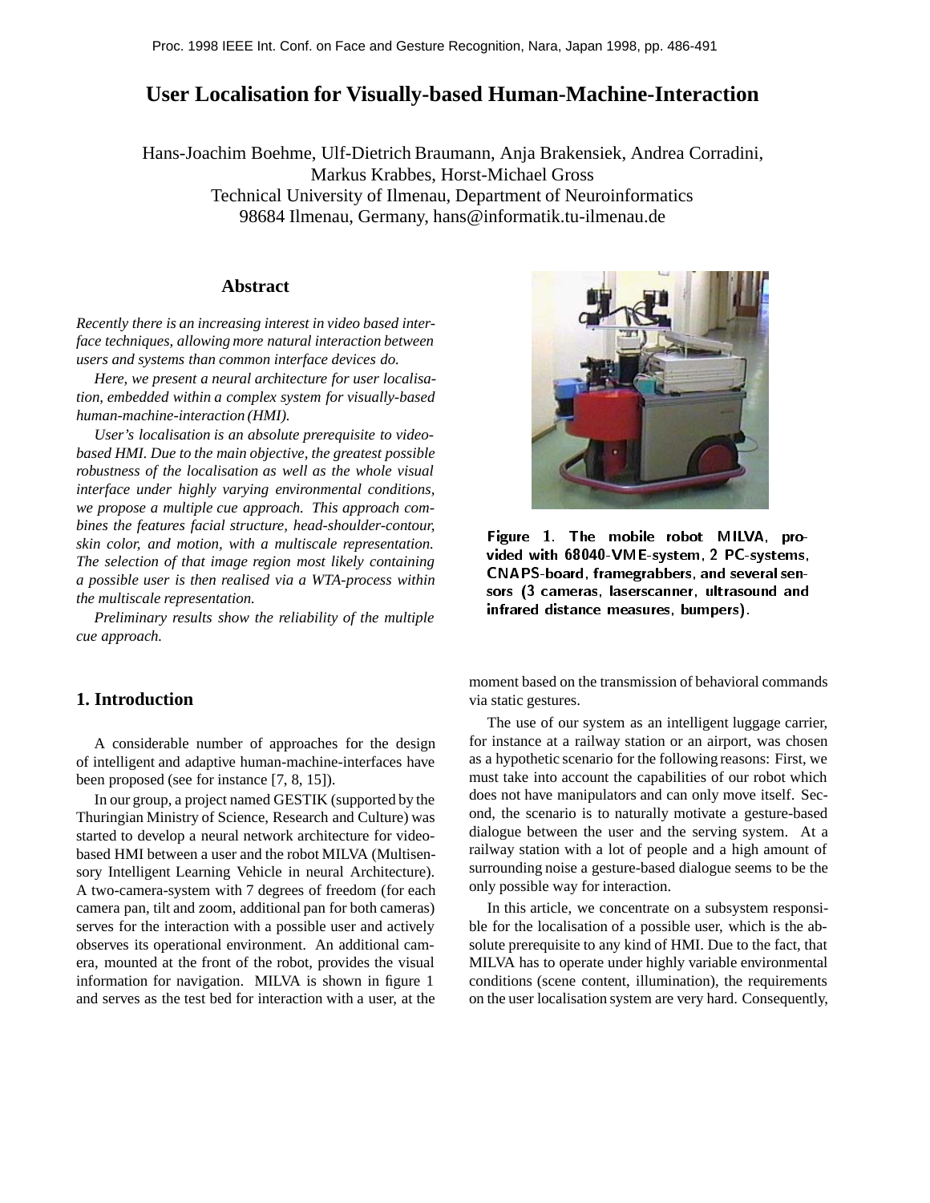# User Localisation for Visually-based Human-Machine-Interaction

Hans-Joachim Boehme, Ulf-Dietrich Braumann, Anja Brakensiek, Andrea Corradini, Markus Krabbes, Horst-Michael Gross
Technical University of Ilmenau, Department of Neuroinformatics
98684 Ilmenau, Germany, hans@informatik.tu-ilmenau.de

## Abstract

*Recently there is an increasing interest in video based interface techniques, allowing more natural interaction between users and systems than common interface devices do.*

*Here, we present a neural architecture for user localisation, embedded within a complex system for visually-based human-machine-interaction (HMI).*

*User's localisation is an absolute prerequisite to video-based HMI. Due to the main objective, the greatest possible robustness of the localisation as well as the whole visual interface under highly varying environmental conditions, we propose a multiple cue approach. This approach combines the features facial structure, head-shoulder-contour, skin color, and motion, with a multiscale representation. The selection of that image region most likely containing a possible user is then realised via a WTA-process within the multiscale representation.*

*Preliminary results show the reliability of the multiple cue approach.*

Figure 1. The mobile robot MILVA, provided with 68040-VME-system, 2 PC-systems, CNAPS-board, framegrabbers, and several sensors (3 cameras, laserscanner, ultrasound and infrared distance measures, bumpers).

## 1. Introduction

A considerable number of approaches for the design of intelligent and adaptive human-machine-interfaces have been proposed (see for instance [7, 8, 15]).

In our group, a project named GESTIK (supported by the Thuringian Ministry of Science, Research and Culture) was started to develop a neural network architecture for video-based HMI between a user and the robot MILVA (Multisensory Intelligent Learning Vehicle in neural Architecture). A two-camera-system with 7 degrees of freedom (for each camera pan, tilt and zoom, additional pan for both cameras) serves for the interaction with a possible user and actively observes its operational environment. An additional camera, mounted at the front of the robot, provides the visual information for navigation. MILVA is shown in figure 1 and serves as the test bed for interaction with a user, at the moment based on the transmission of behavioral commands via static gestures.

The use of our system as an intelligent luggage carrier, for instance at a railway station or an airport, was chosen as a hypothetic scenario for the following reasons: First, we must take into account the capabilities of our robot which does not have manipulators and can only move itself. Second, the scenario is to naturally motivate a gesture-based dialogue between the user and the serving system. At a railway station with a lot of people and a high amount of surrounding noise a gesture-based dialogue seems to be the only possible way for interaction.

In this article, we concentrate on a subsystem responsible for the localisation of a possible user, which is the absolute prerequisite to any kind of HMI. Due to the fact, that MILVA has to operate under highly variable environmental conditions (scene content, illumination), the requirements on the user localisation system are very hard. Consequently,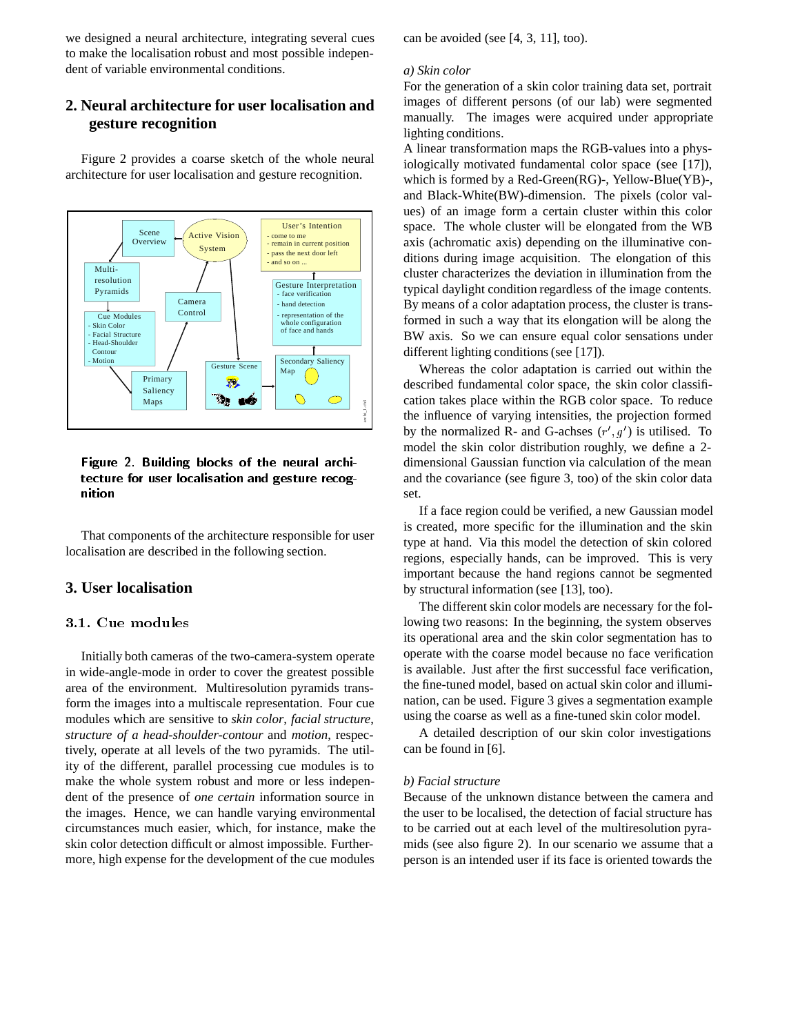we designed a neural architecture, integrating several cues to make the localisation robust and most possible independent of variable environmental conditions.

## 2. Neural architecture for user localisation and gesture recognition

Figure 2 provides a coarse sketch of the whole neural architecture for user localisation and gesture recognition.

**Figure 2. Building blocks of the neural architecture for user localisation and gesture recognition**

That components of the architecture responsible for user localisation are described in the following section.

## 3. User localisation

### 3.1. Cue modules

Initially both cameras of the two-camera-system operate in wide-angle-mode in order to cover the greatest possible area of the environment. Multiresolution pyramids transform the images into a multiscale representation. Four cue modules which are sensitive to *skin color*, *facial structure*, *structure of a head-shoulder-contour* and *motion*, respectively, operate at all levels of the two pyramids. The utility of the different, parallel processing cue modules is to make the whole system robust and more or less independent of the presence of *one certain* information source in the images. Hence, we can handle varying environmental circumstances much easier, which, for instance, make the skin color detection difficult or almost impossible. Furthermore, high expense for the development of the cue modules can be avoided (see [4, 3, 11], too).

*a) Skin color*

For the generation of a skin color training data set, portrait images of different persons (of our lab) were segmented manually. The images were acquired under appropriate lighting conditions.

A linear transformation maps the RGB-values into a physiologically motivated fundamental color space (see [17]), which is formed by a Red-Green(RG)-, Yellow-Blue(YB)-, and Black-White(BW)-dimension. The pixels (color values) of an image form a certain cluster within this color space. The whole cluster will be elongated from the WB axis (achromatic axis) depending on the illuminative conditions during image acquisition. The elongation of this cluster characterizes the deviation in illumination from the typical daylight condition regardless of the image contents. By means of a color adaptation process, the cluster is transformed in such a way that its elongation will be along the BW axis. So we can ensure equal color sensations under different lighting conditions (see [17]).

Whereas the color adaptation is carried out within the described fundamental color space, the skin color classification takes place within the RGB color space. To reduce the influence of varying intensities, the projection formed by the normalized R- and G-achses $(r', g')$ is utilised. To model the skin color distribution roughly, we define a 2-dimensional Gaussian function via calculation of the mean and the covariance (see figure 3, too) of the skin color data set.

If a face region could be verified, a new Gaussian model is created, more specific for the illumination and the skin type at hand. Via this model the detection of skin colored regions, especially hands, can be improved. This is very important because the hand regions cannot be segmented by structural information (see [13], too).

The different skin color models are necessary for the following two reasons: In the beginning, the system observes its operational area and the skin color segmentation has to operate with the coarse model because no face verification is available. Just after the first successful face verification, the fine-tuned model, based on actual skin color and illumination, can be used. Figure 3 gives a segmentation example using the coarse as well as a fine-tuned skin color model.

A detailed description of our skin color investigations can be found in [6].

*b) Facial structure*

Because of the unknown distance between the camera and the user to be localised, the detection of facial structure has to be carried out at each level of the multiresolution pyramids (see also figure 2). In our scenario we assume that a person is an intended user if its face is oriented towards the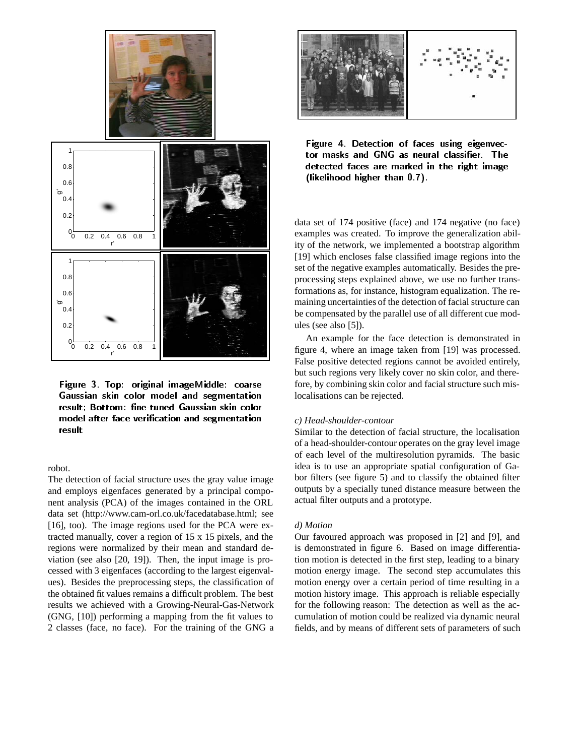Figure 3. Top: original imageMiddle: coarse Gaussian skin color model and segmentation result; Bottom: fine-tuned Gaussian skin color model after face verification and segmentation result

robot.

The detection of facial structure uses the gray value image and employs eigenfaces generated by a principal component analysis (PCA) of the images contained in the ORL data set (http://www.cam-orl.co.uk/facedatabase.html; see [16], too). The image regions used for the PCA were extracted manually, cover a region of 15 x 15 pixels, and the regions were normalized by their mean and standard deviation (see also [20, 19]). Then, the input image is processed with 3 eigenfaces (according to the largest eigenvalues). Besides the preprocessing steps, the classification of the obtained fit values remains a difficult problem. The best results we achieved with a Growing-Neural-Gas-Network (GNG, [10]) performing a mapping from the fit values to 2 classes (face, no face). For the training of the GNG a data set of 174 positive (face) and 174 negative (no face) examples was created. To improve the generalization ability of the network, we implemented a bootstrap algorithm [19] which encloses false classified image regions into the set of the negative examples automatically. Besides the preprocessing steps explained above, we use no further transformations as, for instance, histogram equalization. The remaining uncertainties of the detection of facial structure can be compensated by the parallel use of all different cue modules (see also [5]).

Figure 4. Detection of faces using eigenvector masks and GNG as neural classifier. The detected faces are marked in the right image (likelihood higher than 0.7).

An example for the face detection is demonstrated in figure 4, where an image taken from [19] was processed. False positive detected regions cannot be avoided entirely, but such regions very likely cover no skin color, and therefore, by combining skin color and facial structure such mislocalisations can be rejected.

*c) Head-shoulder-contour*

Similar to the detection of facial structure, the localisation of a head-shoulder-contour operates on the gray level image of each level of the multiresolution pyramids. The basic idea is to use an appropriate spatial configuration of Gabor filters (see figure 5) and to classify the obtained filter outputs by a specially tuned distance measure between the actual filter outputs and a prototype.

*d) Motion*

Our favoured approach was proposed in [2] and [9], and is demonstrated in figure 6. Based on image differentiation motion is detected in the first step, leading to a binary motion energy image. The second step accumulates this motion energy over a certain period of time resulting in a motion history image. This approach is reliable especially for the following reason: The detection as well as the accumulation of motion could be realized via dynamic neural fields, and by means of different sets of parameters of such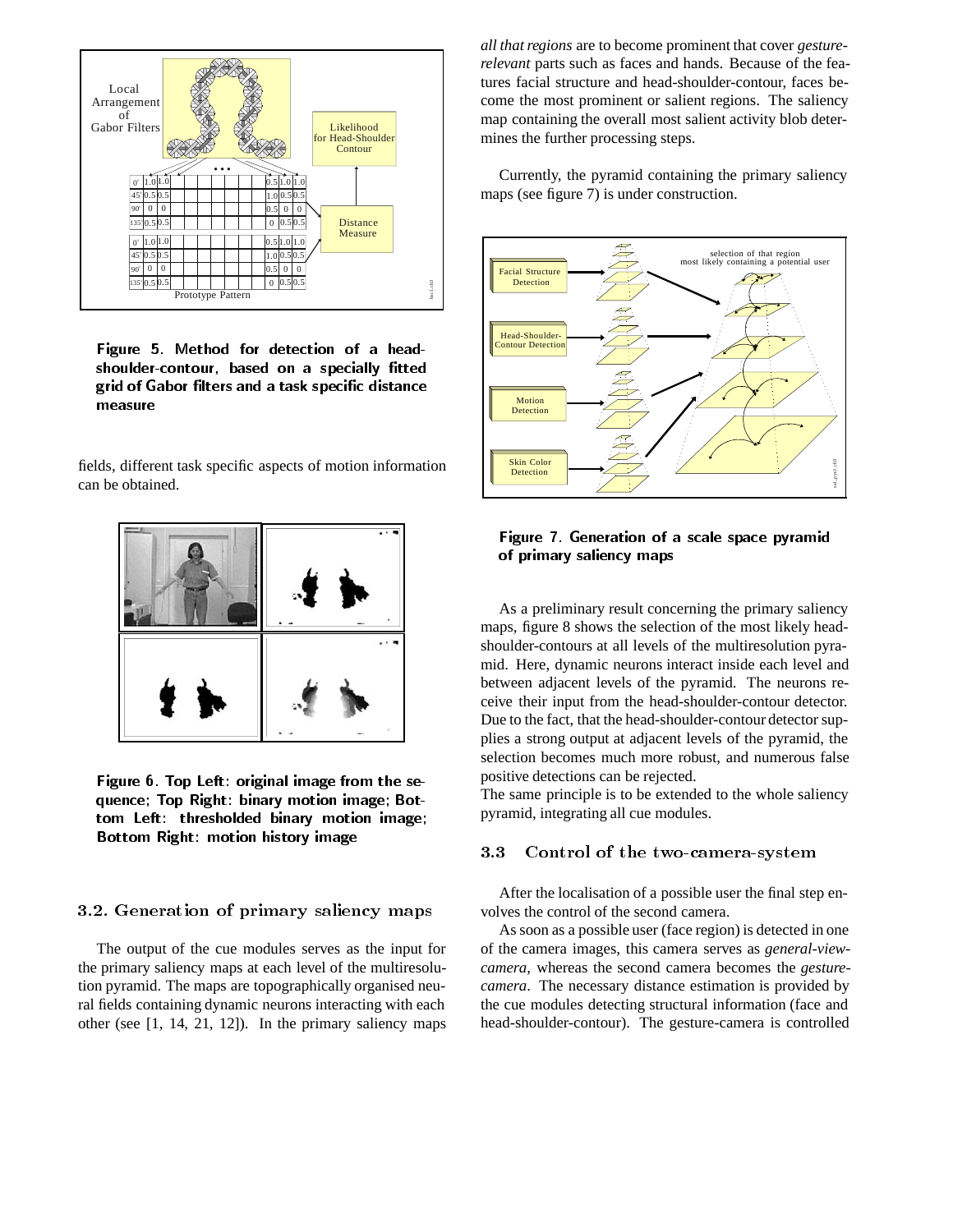Figure 5. Method for detection of a head-shoulder-contour, based on a specially fitted grid of Gabor filters and a task specific distance measure

fields, different task specific aspects of motion information can be obtained.

Figure 6. Top Left: original image from the sequence; Top Right: binary motion image; Bottom Left: thresholded binary motion image; Bottom Right: motion history image

## 3.2. Generation of primary saliency maps

The output of the cue modules serves as the input for the primary saliency maps at each level of the multiresolution pyramid. The maps are topographically organised neural fields containing dynamic neurons interacting with each other (see [1, 14, 21, 12]). In the primary saliency maps *all that regions* are to become prominent that cover *gesture-relevant* parts such as faces and hands. Because of the features facial structure and head-shoulder-contour, faces become the most prominent or salient regions. The saliency map containing the overall most salient activity blob determines the further processing steps.

Currently, the pyramid containing the primary saliency maps (see figure 7) is under construction.

Figure 7. Generation of a scale space pyramid of primary saliency maps

As a preliminary result concerning the primary saliency maps, figure 8 shows the selection of the most likely head-shoulder-contours at all levels of the multiresolution pyramid. Here, dynamic neurons interact inside each level and between adjacent levels of the pyramid. The neurons receive their input from the head-shoulder-contour detector. Due to the fact, that the head-shoulder-contour detector supplies a strong output at adjacent levels of the pyramid, the selection becomes much more robust, and numerous false positive detections can be rejected.
The same principle is to be extended to the whole saliency pyramid, integrating all cue modules.

## 3.3 Control of the two-camera-system

After the localisation of a possible user the final step envolves the control of the second camera.

As soon as a possible user (face region) is detected in one of the camera images, this camera serves as *general-view-camera*, whereas the second camera becomes the *gesture-camera*. The necessary distance estimation is provided by the cue modules detecting structural information (face and head-shoulder-contour). The gesture-camera is controlled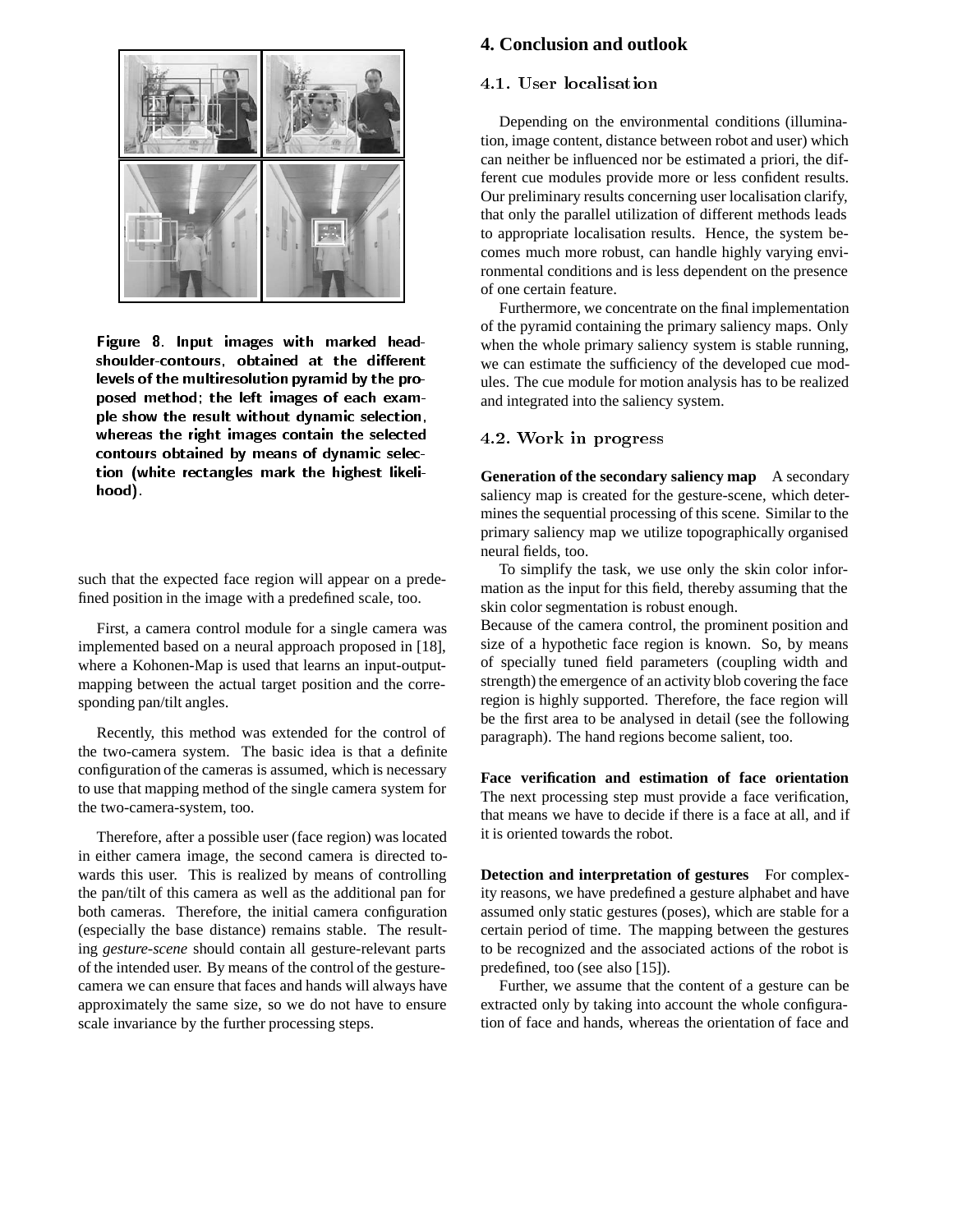Figure 8. Input images with marked head-shoulder-contours, obtained at the different levels of the multiresolution pyramid by the proposed method; the left images of each example show the result without dynamic selection, whereas the right images contain the selected contours obtained by means of dynamic selection (white rectangles mark the highest likelihood).

such that the expected face region will appear on a predefined position in the image with a predefined scale, too.

First, a camera control module for a single camera was implemented based on a neural approach proposed in [18], where a Kohonen-Map is used that learns an input-output-mapping between the actual target position and the corresponding pan/tilt angles.

Recently, this method was extended for the control of the two-camera system. The basic idea is that a definite configuration of the cameras is assumed, which is necessary to use that mapping method of the single camera system for the two-camera-system, too.

Therefore, after a possible user (face region) was located in either camera image, the second camera is directed towards this user. This is realized by means of controlling the pan/tilt of this camera as well as the additional pan for both cameras. Therefore, the initial camera configuration (especially the base distance) remains stable. The resulting *gesture-scene* should contain all gesture-relevant parts of the intended user. By means of the control of the gesture-camera we can ensure that faces and hands will always have approximately the same size, so we do not have to ensure scale invariance by the further processing steps.

## 4. Conclusion and outlook

### 4.1. User localisation

Depending on the environmental conditions (illumination, image content, distance between robot and user) which can neither be influenced nor be estimated a priori, the different cue modules provide more or less confident results. Our preliminary results concerning user localisation clarify, that only the parallel utilization of different methods leads to appropriate localisation results. Hence, the system becomes much more robust, can handle highly varying environmental conditions and is less dependent on the presence of one certain feature.

Furthermore, we concentrate on the final implementation of the pyramid containing the primary saliency maps. Only when the whole primary saliency system is stable running, we can estimate the sufficiency of the developed cue modules. The cue module for motion analysis has to be realized and integrated into the saliency system.

### 4.2. Work in progress

**Generation of the secondary saliency map** A secondary saliency map is created for the gesture-scene, which determines the sequential processing of this scene. Similar to the primary saliency map we utilize topographically organised neural fields, too.

To simplify the task, we use only the skin color information as the input for this field, thereby assuming that the skin color segmentation is robust enough.
Because of the camera control, the prominent position and size of a hypothetic face region is known. So, by means of specially tuned field parameters (coupling width and strength) the emergence of an activity blob covering the face region is highly supported. Therefore, the face region will be the first area to be analysed in detail (see the following paragraph). The hand regions become salient, too.

**Face verification and estimation of face orientation** The next processing step must provide a face verification, that means we have to decide if there is a face at all, and if it is oriented towards the robot.

**Detection and interpretation of gestures** For complexity reasons, we have predefined a gesture alphabet and have assumed only static gestures (poses), which are stable for a certain period of time. The mapping between the gestures to be recognized and the associated actions of the robot is predefined, too (see also [15]).

Further, we assume that the content of a gesture can be extracted only by taking into account the whole configuration of face and hands, whereas the orientation of face and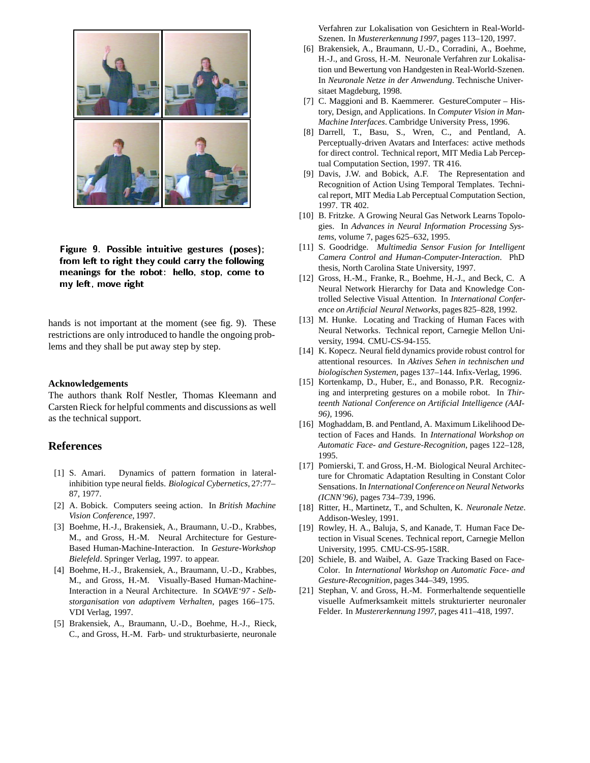Figure 9. Possible intuitive gestures (poses); from left to right they could carry the following meanings for the robot: hello, stop, come to my left, move right

hands is not important at the moment (see fig. 9). These restrictions are only introduced to handle the ongoing problems and they shall be put away step by step.

### Acknowledgements

The authors thank Rolf Nestler, Thomas Kleemann and Carsten Rieck for helpful comments and discussions as well as the technical support.

## References

[1] S. Amari. Dynamics of pattern formation in lateral-inhibition type neural fields. *Biological Cybernetics*, 27:77–87, 1977.

[2] A. Bobick. Computers seeing action. In *British Machine Vision Conference*, 1997.

[3] Boehme, H.-J., Brakensiek, A., Braumann, U.-D., Krabbes, M., and Gross, H.-M. Neural Architecture for Gesture-Based Human-Machine-Interaction. In *Gesture-Workshop Bielefeld*. Springer Verlag, 1997. to appear.

[4] Boehme, H.-J., Brakensiek, A., Braumann, U.-D., Krabbes, M., and Gross, H.-M. Visually-Based Human-Machine-Interaction in a Neural Architecture. In *SOAVE'97 - Selbstorganisation von adaptivem Verhalten*, pages 166–175. VDI Verlag, 1997.

[5] Brakensiek, A., Braumann, U.-D., Boehme, H.-J., Rieck, C., and Gross, H.-M. Farb- und strukturbasierte, neuronale Verfahren zur Lokalisation von Gesichtern in Real-World-Szenen. In *Mustererkennung 1997*, pages 113–120, 1997.

[6] Brakensiek, A., Braumann, U.-D., Corradini, A., Boehme, H.-J., and Gross, H.-M. Neuronale Verfahren zur Lokalisation und Bewertung von Handgesten in Real-World-Szenen. In *Neuronale Netze in der Anwendung*. Technische Universitaet Magdeburg, 1998.

[7] C. Maggioni and B. Kaemmerer. GestureComputer – History, Design, and Applications. In *Computer Vision in Man-Machine Interfaces*. Cambridge University Press, 1996.

[8] Darrell, T., Basu, S., Wren, C., and Pentland, A. Perceptually-driven Avatars and Interfaces: active methods for direct control. Technical report, MIT Media Lab Perceptual Computation Section, 1997. TR 416.

[9] Davis, J.W. and Bobick, A.F. The Representation and Recognition of Action Using Temporal Templates. Technical report, MIT Media Lab Perceptual Computation Section, 1997. TR 402.

[10] B. Fritzke. A Growing Neural Gas Network Learns Topologies. In *Advances in Neural Information Processing Systems*, volume 7, pages 625–632, 1995.

[11] S. Goodridge. *Multimedia Sensor Fusion for Intelligent Camera Control and Human-Computer-Interaction*. PhD thesis, North Carolina State University, 1997.

[12] Gross, H.-M., Franke, R., Boehme, H.-J., and Beck, C. A Neural Network Hierarchy for Data and Knowledge Controlled Selective Visual Attention. In *International Conference on Artificial Neural Networks*, pages 825–828, 1992.

[13] M. Hunke. Locating and Tracking of Human Faces with Neural Networks. Technical report, Carnegie Mellon University, 1994. CMU-CS-94-155.

[14] K. Kopecz. Neural field dynamics provide robust control for attentional resources. In *Aktives Sehen in technischen und biologischen Systemen*, pages 137–144. Infix-Verlag, 1996.

[15] Kortenkamp, D., Huber, E., and Bonasso, P.R. Recognizing and interpreting gestures on a mobile robot. In *Thirteenth National Conference on Artificial Intelligence (AAI-96)*, 1996.

[16] Moghaddam, B. and Pentland, A. Maximum Likelihood Detection of Faces and Hands. In *International Workshop on Automatic Face- and Gesture-Recognition*, pages 122–128, 1995.

[17] Pomierski, T. and Gross, H.-M. Biological Neural Architecture for Chromatic Adaptation Resulting in Constant Color Sensations. In *International Conference on Neural Networks (ICNN'96)*, pages 734–739, 1996.

[18] Ritter, H., Martinetz, T., and Schulten, K. *Neuronale Netze*. Addison-Wesley, 1991.

[19] Rowley, H. A., Baluja, S, and Kanade, T. Human Face Detection in Visual Scenes. Technical report, Carnegie Mellon University, 1995. CMU-CS-95-158R.

[20] Schiele, B. and Waibel, A. Gaze Tracking Based on Face-Color. In *International Workshop on Automatic Face- and Gesture-Recognition*, pages 344–349, 1995.

[21] Stephan, V. and Gross, H.-M. Formerhaltende sequentielle visuelle Aufmerksamkeit mittels strukturierter neuronaler Felder. In *Mustererkennung 1997*, pages 411–418, 1997.